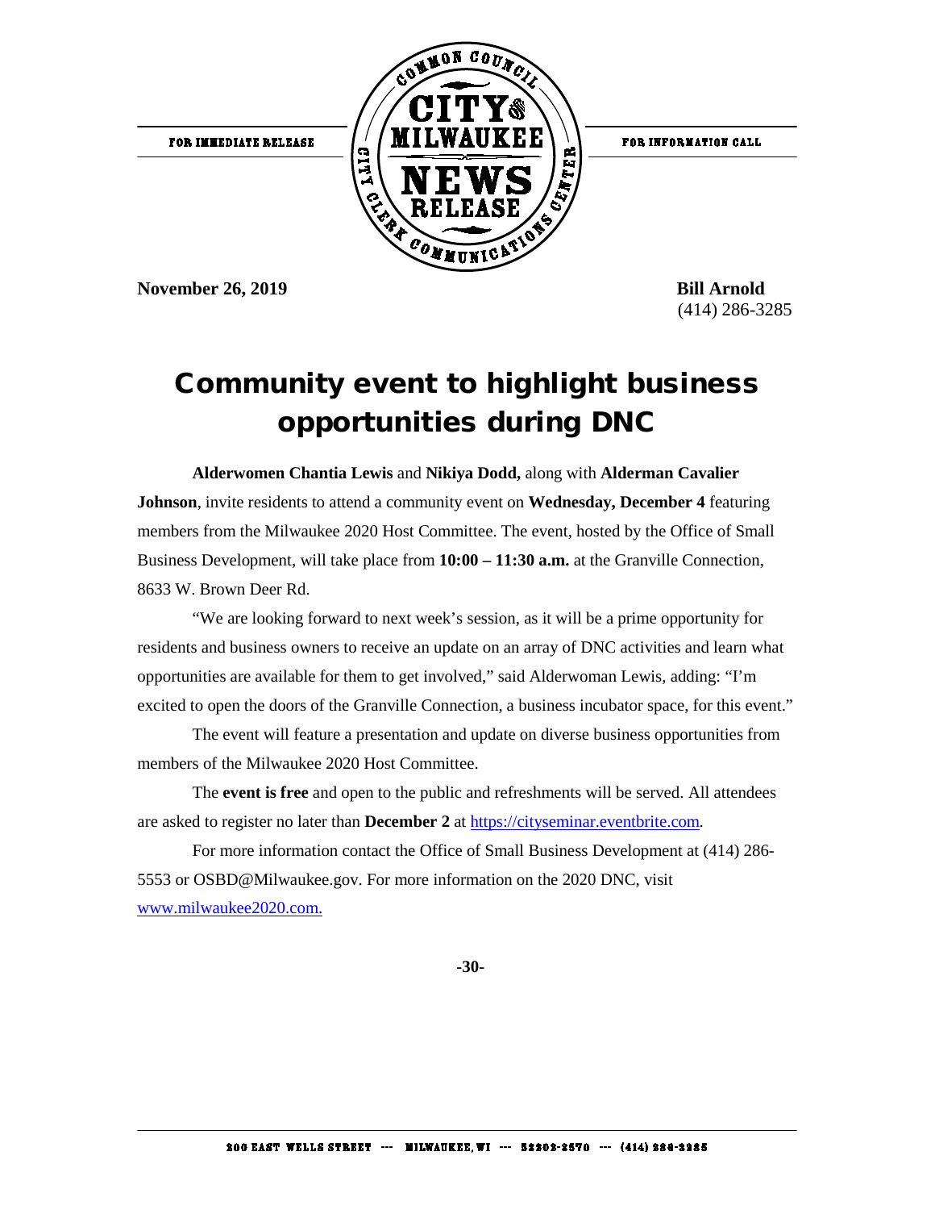FOR IMMEDIATE RELEASE

**COMMON COUNCIL CITY OF MILWAUKEE NEWS RELEASE — CITY CLERK COMMUNICATIONS CENTER**

FOR INFORMATION CALL

**November 26, 2019**

**Bill Arnold**
(414) 286-3285

# Community event to highlight business opportunities during DNC

**Alderwomen Chantia Lewis** and **Nikiya Dodd,** along with **Alderman Cavalier Johnson**, invite residents to attend a community event on **Wednesday, December 4** featuring members from the Milwaukee 2020 Host Committee. The event, hosted by the Office of Small Business Development, will take place from **10:00 – 11:30 a.m.** at the Granville Connection, 8633 W. Brown Deer Rd.

"We are looking forward to next week's session, as it will be a prime opportunity for residents and business owners to receive an update on an array of DNC activities and learn what opportunities are available for them to get involved," said Alderwoman Lewis, adding: "I'm excited to open the doors of the Granville Connection, a business incubator space, for this event."

The event will feature a presentation and update on diverse business opportunities from members of the Milwaukee 2020 Host Committee.

The **event is free** and open to the public and refreshments will be served. All attendees are asked to register no later than **December 2** at https://cityseminar.eventbrite.com.

For more information contact the Office of Small Business Development at (414) 286-5553 or OSBD@Milwaukee.gov. For more information on the 2020 DNC, visit www.milwaukee2020.com.

**-30-**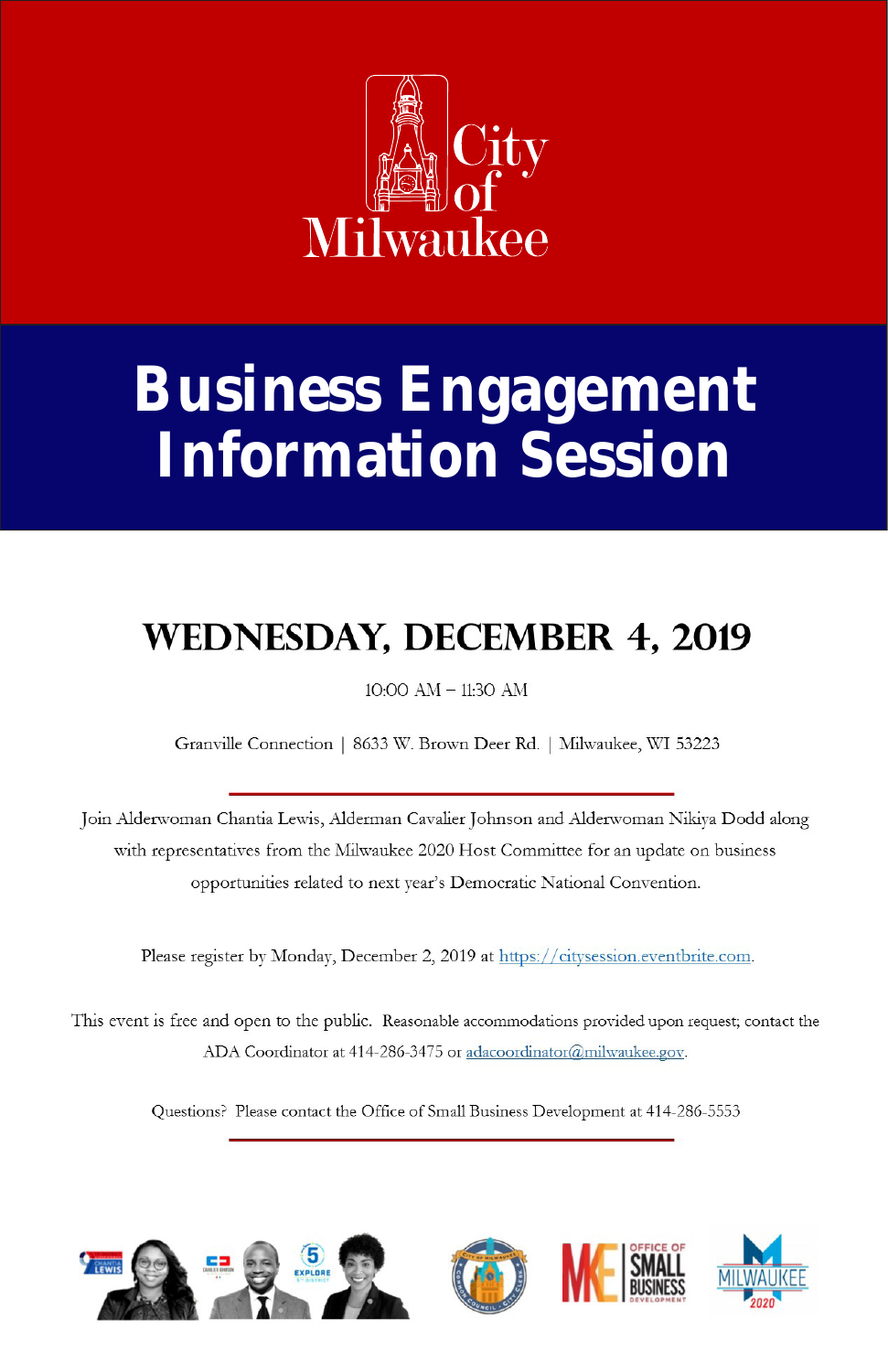City of Milwaukee

# Business Engagement Information Session

## Wednesday, December 4, 2019

10:00 AM – 11:30 AM

Granville Connection | 8633 W. Brown Deer Rd. | Milwaukee, WI 53223

---

Join Alderwoman Chantia Lewis, Alderman Cavalier Johnson and Alderwoman Nikiya Dodd along with representatives from the Milwaukee 2020 Host Committee for an update on business opportunities related to next year's Democratic National Convention.

Please register by Monday, December 2, 2019 at https://citysession.eventbrite.com.

This event is free and open to the public. Reasonable accommodations provided upon request; contact the ADA Coordinator at 414-286-3475 or adacoordinator@milwaukee.gov.

Questions? Please contact the Office of Small Business Development at 414-286-5553

---